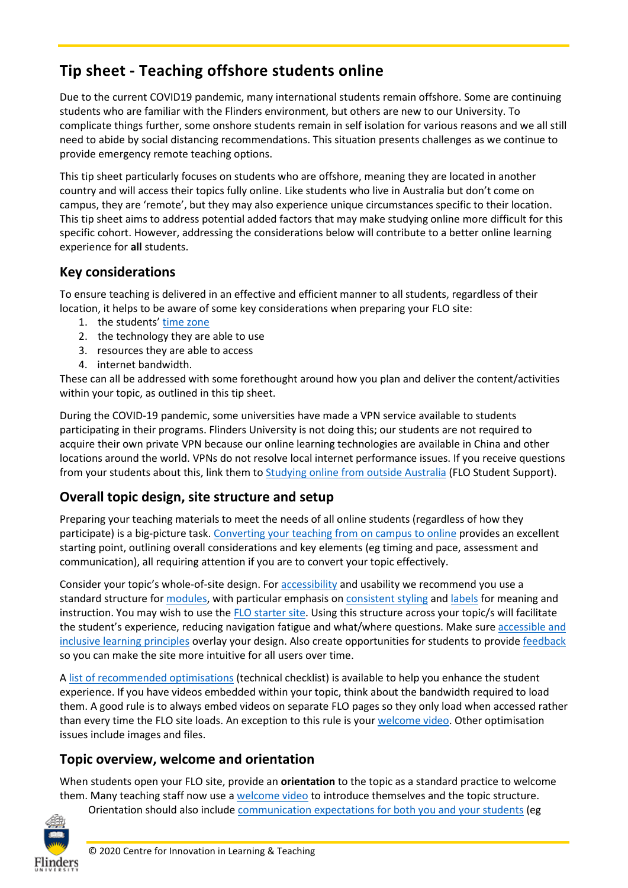# Tip sheet - Teaching offshore students online

Due to the current COVID19 pandemic, many international students remain offshore. Some are continuing students who are familiar with the Flinders environment, but others are new to our University. To complicate things further, some onshore students remain in self isolation for various reasons and we all still need to abide by social distancing recommendations. This situation presents challenges as we continue to provide emergency remote teaching options.

This tip sheet particularly focuses on students who are offshore, meaning they are located in another country and will access their topics fully online. Like students who live in Australia but don't come on campus, they are 'remote', but they may also experience unique circumstances specific to their location. This tip sheet aims to address potential added factors that may make studying online more difficult for this specific cohort. However, addressing the considerations below will contribute to a better online learning experience for **all** students.

## Key considerations

To ensure teaching is delivered in an effective and efficient manner to all students, regardless of their location, it helps to be aware of some key considerations when preparing your FLO site:

1. the students' time zone
2. the technology they are able to use
3. resources they are able to access
4. internet bandwidth.

These can all be addressed with some forethought around how you plan and deliver the content/activities within your topic, as outlined in this tip sheet.

During the COVID-19 pandemic, some universities have made a VPN service available to students participating in their programs. Flinders University is not doing this; our students are not required to acquire their own private VPN because our online learning technologies are available in China and other locations around the world. VPNs do not resolve local internet performance issues. If you receive questions from your students about this, link them to Studying online from outside Australia (FLO Student Support).

## Overall topic design, site structure and setup

Preparing your teaching materials to meet the needs of all online students (regardless of how they participate) is a big-picture task. Converting your teaching from on campus to online provides an excellent starting point, outlining overall considerations and key elements (eg timing and pace, assessment and communication), all requiring attention if you are to convert your topic effectively.

Consider your topic's whole-of-site design. For accessibility and usability we recommend you use a standard structure for modules, with particular emphasis on consistent styling and labels for meaning and instruction. You may wish to use the FLO starter site. Using this structure across your topic/s will facilitate the student's experience, reducing navigation fatigue and what/where questions. Make sure accessible and inclusive learning principles overlay your design. Also create opportunities for students to provide feedback so you can make the site more intuitive for all users over time.

A list of recommended optimisations (technical checklist) is available to help you enhance the student experience. If you have videos embedded within your topic, think about the bandwidth required to load them. A good rule is to always embed videos on separate FLO pages so they only load when accessed rather than every time the FLO site loads. An exception to this rule is your welcome video. Other optimisation issues include images and files.

## Topic overview, welcome and orientation

When students open your FLO site, provide an **orientation** to the topic as a standard practice to welcome them. Many teaching staff now use a welcome video to introduce themselves and the topic structure. Orientation should also include communication expectations for both you and your students (eg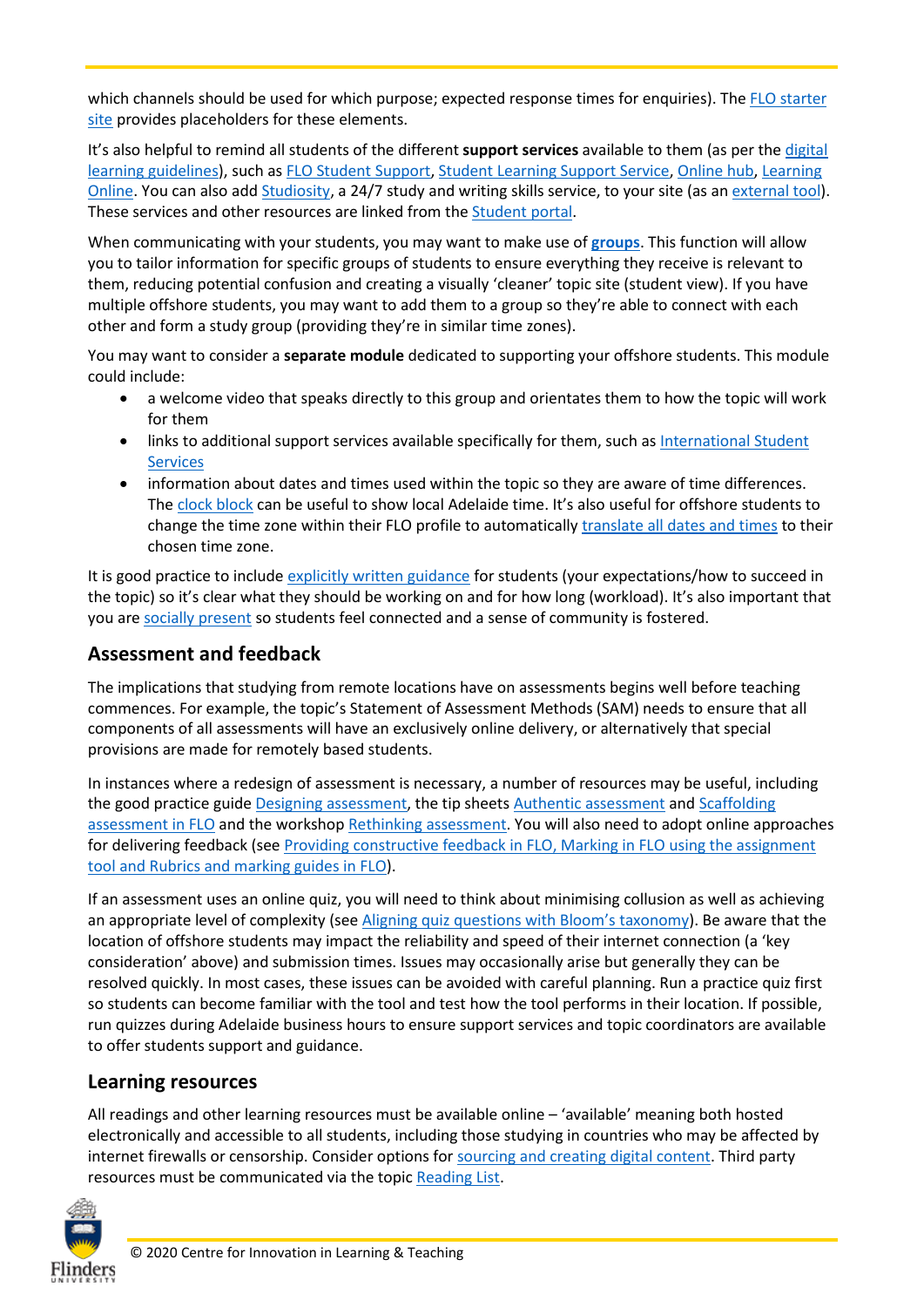which channels should be used for which purpose; expected response times for enquiries). The FLO starter site provides placeholders for these elements.

It's also helpful to remind all students of the different **support services** available to them (as per the digital learning guidelines), such as FLO Student Support, Student Learning Support Service, Online hub, Learning Online. You can also add Studiosity, a 24/7 study and writing skills service, to your site (as an external tool). These services and other resources are linked from the Student portal.

When communicating with your students, you may want to make use of **groups**. This function will allow you to tailor information for specific groups of students to ensure everything they receive is relevant to them, reducing potential confusion and creating a visually 'cleaner' topic site (student view). If you have multiple offshore students, you may want to add them to a group so they're able to connect with each other and form a study group (providing they're in similar time zones).

You may want to consider a **separate module** dedicated to supporting your offshore students. This module could include:

- a welcome video that speaks directly to this group and orientates them to how the topic will work for them
- links to additional support services available specifically for them, such as International Student Services
- information about dates and times used within the topic so they are aware of time differences. The clock block can be useful to show local Adelaide time. It's also useful for offshore students to change the time zone within their FLO profile to automatically translate all dates and times to their chosen time zone.

It is good practice to include explicitly written guidance for students (your expectations/how to succeed in the topic) so it's clear what they should be working on and for how long (workload). It's also important that you are socially present so students feel connected and a sense of community is fostered.

## Assessment and feedback

The implications that studying from remote locations have on assessments begins well before teaching commences. For example, the topic's Statement of Assessment Methods (SAM) needs to ensure that all components of all assessments will have an exclusively online delivery, or alternatively that special provisions are made for remotely based students.

In instances where a redesign of assessment is necessary, a number of resources may be useful, including the good practice guide Designing assessment, the tip sheets Authentic assessment and Scaffolding assessment in FLO and the workshop Rethinking assessment. You will also need to adopt online approaches for delivering feedback (see Providing constructive feedback in FLO, Marking in FLO using the assignment tool and Rubrics and marking guides in FLO).

If an assessment uses an online quiz, you will need to think about minimising collusion as well as achieving an appropriate level of complexity (see Aligning quiz questions with Bloom's taxonomy). Be aware that the location of offshore students may impact the reliability and speed of their internet connection (a 'key consideration' above) and submission times. Issues may occasionally arise but generally they can be resolved quickly. In most cases, these issues can be avoided with careful planning. Run a practice quiz first so students can become familiar with the tool and test how the tool performs in their location. If possible, run quizzes during Adelaide business hours to ensure support services and topic coordinators are available to offer students support and guidance.

## Learning resources

All readings and other learning resources must be available online – 'available' meaning both hosted electronically and accessible to all students, including those studying in countries who may be affected by internet firewalls or censorship. Consider options for sourcing and creating digital content. Third party resources must be communicated via the topic Reading List.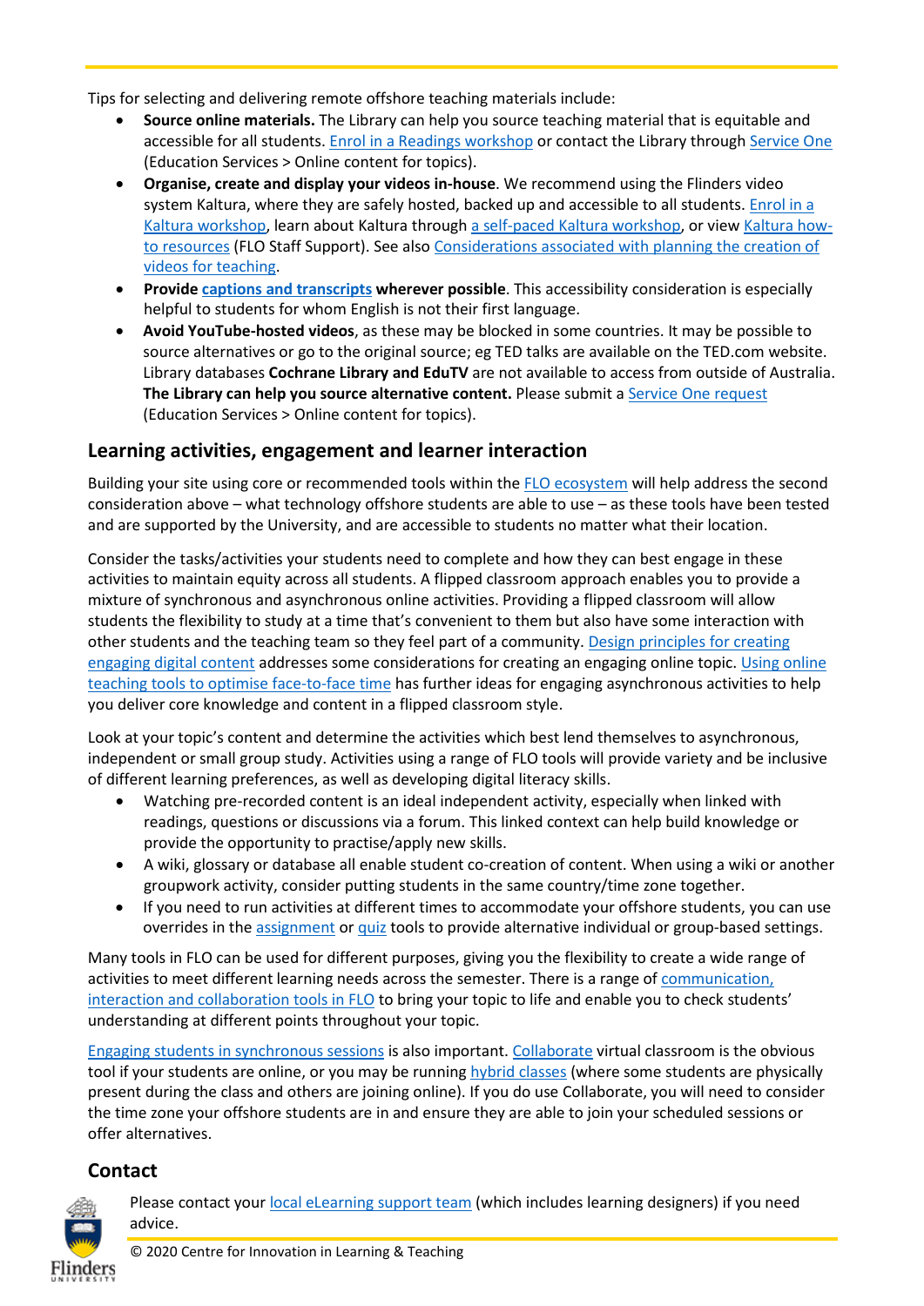Tips for selecting and delivering remote offshore teaching materials include:

- **Source online materials.** The Library can help you source teaching material that is equitable and accessible for all students. Enrol in a Readings workshop or contact the Library through Service One (Education Services > Online content for topics).
- **Organise, create and display your videos in-house**. We recommend using the Flinders video system Kaltura, where they are safely hosted, backed up and accessible to all students. Enrol in a Kaltura workshop, learn about Kaltura through a self-paced Kaltura workshop, or view Kaltura how-to resources (FLO Staff Support). See also Considerations associated with planning the creation of videos for teaching.
- **Provide captions and transcripts wherever possible**. This accessibility consideration is especially helpful to students for whom English is not their first language.
- **Avoid YouTube-hosted videos**, as these may be blocked in some countries. It may be possible to source alternatives or go to the original source; eg TED talks are available on the TED.com website. Library databases **Cochrane Library and EduTV** are not available to access from outside of Australia. **The Library can help you source alternative content.** Please submit a Service One request (Education Services > Online content for topics).

## Learning activities, engagement and learner interaction

Building your site using core or recommended tools within the FLO ecosystem will help address the second consideration above – what technology offshore students are able to use – as these tools have been tested and are supported by the University, and are accessible to students no matter what their location.

Consider the tasks/activities your students need to complete and how they can best engage in these activities to maintain equity across all students. A flipped classroom approach enables you to provide a mixture of synchronous and asynchronous online activities. Providing a flipped classroom will allow students the flexibility to study at a time that's convenient to them but also have some interaction with other students and the teaching team so they feel part of a community. Design principles for creating engaging digital content addresses some considerations for creating an engaging online topic. Using online teaching tools to optimise face-to-face time has further ideas for engaging asynchronous activities to help you deliver core knowledge and content in a flipped classroom style.

Look at your topic's content and determine the activities which best lend themselves to asynchronous, independent or small group study. Activities using a range of FLO tools will provide variety and be inclusive of different learning preferences, as well as developing digital literacy skills.

- Watching pre-recorded content is an ideal independent activity, especially when linked with readings, questions or discussions via a forum. This linked context can help build knowledge or provide the opportunity to practise/apply new skills.
- A wiki, glossary or database all enable student co-creation of content. When using a wiki or another groupwork activity, consider putting students in the same country/time zone together.
- If you need to run activities at different times to accommodate your offshore students, you can use overrides in the assignment or quiz tools to provide alternative individual or group-based settings.

Many tools in FLO can be used for different purposes, giving you the flexibility to create a wide range of activities to meet different learning needs across the semester. There is a range of communication, interaction and collaboration tools in FLO to bring your topic to life and enable you to check students' understanding at different points throughout your topic.

Engaging students in synchronous sessions is also important. Collaborate virtual classroom is the obvious tool if your students are online, or you may be running hybrid classes (where some students are physically present during the class and others are joining online). If you do use Collaborate, you will need to consider the time zone your offshore students are in and ensure they are able to join your scheduled sessions or offer alternatives.

## Contact

Please contact your local eLearning support team (which includes learning designers) if you need advice.

© 2020 Centre for Innovation in Learning & Teaching